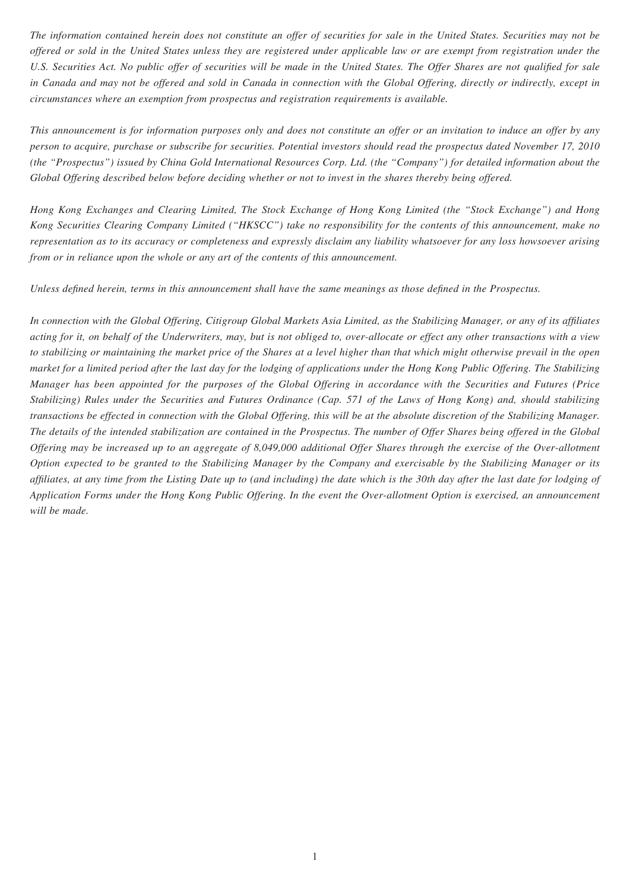*The information contained herein does not constitute an offer of securities for sale in the United States. Securities may not be offered or sold in the United States unless they are registered under applicable law or are exempt from registration under the U.S. Securities Act. No public offer of securities will be made in the United States. The Offer Shares are not qualified for sale in Canada and may not be offered and sold in Canada in connection with the Global Offering, directly or indirectly, except in circumstances where an exemption from prospectus and registration requirements is available.*

*This announcement is for information purposes only and does not constitute an offer or an invitation to induce an offer by any person to acquire, purchase or subscribe for securities. Potential investors should read the prospectus dated November 17, 2010 (the "Prospectus") issued by China Gold International Resources Corp. Ltd. (the "Company") for detailed information about the Global Offering described below before deciding whether or not to invest in the shares thereby being offered.*

*Hong Kong Exchanges and Clearing Limited, The Stock Exchange of Hong Kong Limited (the "Stock Exchange") and Hong Kong Securities Clearing Company Limited ("HKSCC") take no responsibility for the contents of this announcement, make no representation as to its accuracy or completeness and expressly disclaim any liability whatsoever for any loss howsoever arising from or in reliance upon the whole or any art of the contents of this announcement.*

*Unless defined herein, terms in this announcement shall have the same meanings as those defined in the Prospectus.*

*In connection with the Global Offering, Citigroup Global Markets Asia Limited, as the Stabilizing Manager, or any of its affiliates acting for it, on behalf of the Underwriters, may, but is not obliged to, over-allocate or effect any other transactions with a view to stabilizing or maintaining the market price of the Shares at a level higher than that which might otherwise prevail in the open market for a limited period after the last day for the lodging of applications under the Hong Kong Public Offering. The Stabilizing Manager has been appointed for the purposes of the Global Offering in accordance with the Securities and Futures (Price Stabilizing) Rules under the Securities and Futures Ordinance (Cap. 571 of the Laws of Hong Kong) and, should stabilizing transactions be effected in connection with the Global Offering, this will be at the absolute discretion of the Stabilizing Manager. The details of the intended stabilization are contained in the Prospectus. The number of Offer Shares being offered in the Global Offering may be increased up to an aggregate of 8,049,000 additional Offer Shares through the exercise of the Over-allotment Option expected to be granted to the Stabilizing Manager by the Company and exercisable by the Stabilizing Manager or its affiliates, at any time from the Listing Date up to (and including) the date which is the 30th day after the last date for lodging of Application Forms under the Hong Kong Public Offering. In the event the Over-allotment Option is exercised, an announcement will be made.*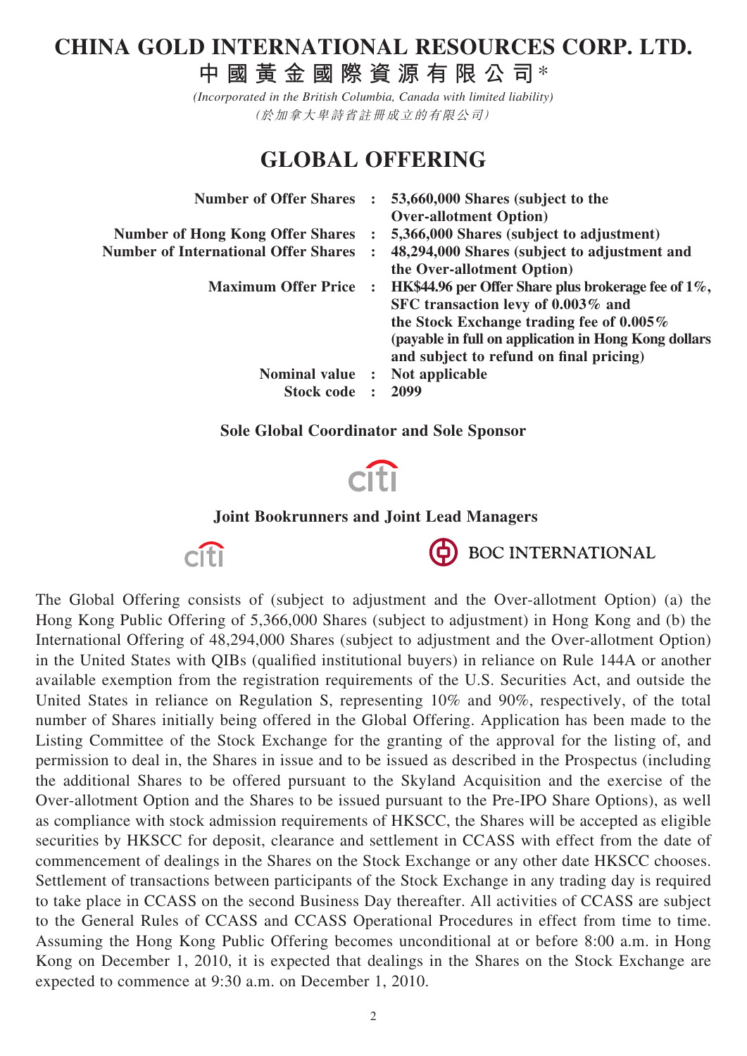# CHINA GOLD INTERNATIONAL RESOURCES CORP. LTD.

## 中國黃金國際資源有限公司*

*(Incorporated in the British Columbia, Canada with limited liability)*

*(於加拿大卑詩省註冊成立的有限公司)*

## GLOBAL OFFERING

| | | |
|---|---|---|
| **Number of Offer Shares** | **:** | **53,660,000 Shares (subject to the Over-allotment Option)** |
| **Number of Hong Kong Offer Shares** | **:** | **5,366,000 Shares (subject to adjustment)** |
| **Number of International Offer Shares** | **:** | **48,294,000 Shares (subject to adjustment and the Over-allotment Option)** |
| **Maximum Offer Price** | **:** | **HK$44.96 per Offer Share plus brokerage fee of 1%, SFC transaction levy of 0.003% and the Stock Exchange trading fee of 0.005% (payable in full on application in Hong Kong dollars and subject to refund on final pricing)** |
| **Nominal value** | **:** | **Not applicable** |
| **Stock code** | **:** | **2099** |

**Sole Global Coordinator and Sole Sponsor**

citi

**Joint Bookrunners and Joint Lead Managers**

citi

BOC INTERNATIONAL

The Global Offering consists of (subject to adjustment and the Over-allotment Option) (a) the Hong Kong Public Offering of 5,366,000 Shares (subject to adjustment) in Hong Kong and (b) the International Offering of 48,294,000 Shares (subject to adjustment and the Over-allotment Option) in the United States with QIBs (qualified institutional buyers) in reliance on Rule 144A or another available exemption from the registration requirements of the U.S. Securities Act, and outside the United States in reliance on Regulation S, representing 10% and 90%, respectively, of the total number of Shares initially being offered in the Global Offering. Application has been made to the Listing Committee of the Stock Exchange for the granting of the approval for the listing of, and permission to deal in, the Shares in issue and to be issued as described in the Prospectus (including the additional Shares to be offered pursuant to the Skyland Acquisition and the exercise of the Over-allotment Option and the Shares to be issued pursuant to the Pre-IPO Share Options), as well as compliance with stock admission requirements of HKSCC, the Shares will be accepted as eligible securities by HKSCC for deposit, clearance and settlement in CCASS with effect from the date of commencement of dealings in the Shares on the Stock Exchange or any other date HKSCC chooses. Settlement of transactions between participants of the Stock Exchange in any trading day is required to take place in CCASS on the second Business Day thereafter. All activities of CCASS are subject to the General Rules of CCASS and CCASS Operational Procedures in effect from time to time. Assuming the Hong Kong Public Offering becomes unconditional at or before 8:00 a.m. in Hong Kong on December 1, 2010, it is expected that dealings in the Shares on the Stock Exchange are expected to commence at 9:30 a.m. on December 1, 2010.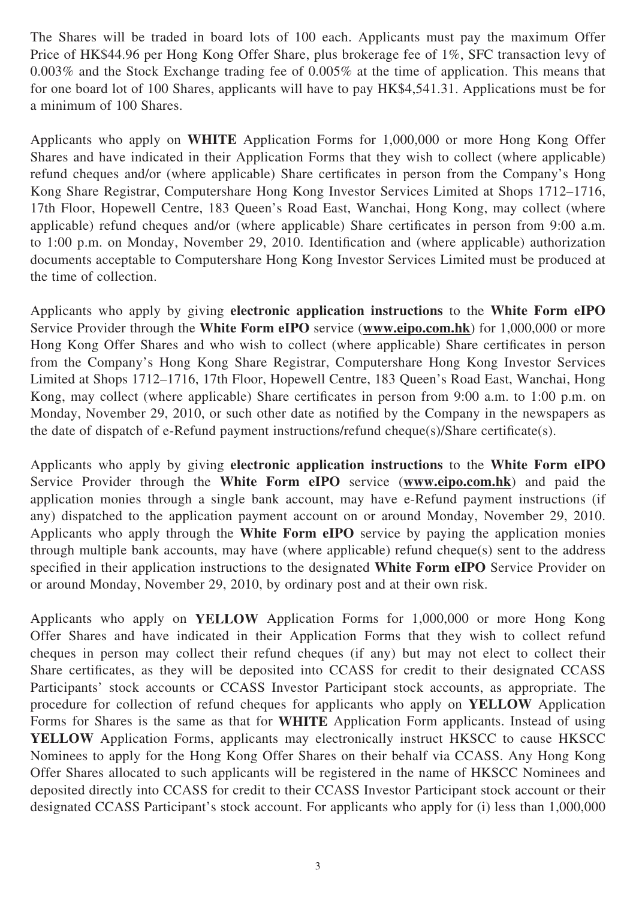The Shares will be traded in board lots of 100 each. Applicants must pay the maximum Offer Price of HK$44.96 per Hong Kong Offer Share, plus brokerage fee of 1%, SFC transaction levy of 0.003% and the Stock Exchange trading fee of 0.005% at the time of application. This means that for one board lot of 100 Shares, applicants will have to pay HK$4,541.31. Applications must be for a minimum of 100 Shares.

Applicants who apply on **WHITE** Application Forms for 1,000,000 or more Hong Kong Offer Shares and have indicated in their Application Forms that they wish to collect (where applicable) refund cheques and/or (where applicable) Share certificates in person from the Company's Hong Kong Share Registrar, Computershare Hong Kong Investor Services Limited at Shops 1712–1716, 17th Floor, Hopewell Centre, 183 Queen's Road East, Wanchai, Hong Kong, may collect (where applicable) refund cheques and/or (where applicable) Share certificates in person from 9:00 a.m. to 1:00 p.m. on Monday, November 29, 2010. Identification and (where applicable) authorization documents acceptable to Computershare Hong Kong Investor Services Limited must be produced at the time of collection.

Applicants who apply by giving **electronic application instructions** to the **White Form eIPO** Service Provider through the **White Form eIPO** service (**www.eipo.com.hk**) for 1,000,000 or more Hong Kong Offer Shares and who wish to collect (where applicable) Share certificates in person from the Company's Hong Kong Share Registrar, Computershare Hong Kong Investor Services Limited at Shops 1712–1716, 17th Floor, Hopewell Centre, 183 Queen's Road East, Wanchai, Hong Kong, may collect (where applicable) Share certificates in person from 9:00 a.m. to 1:00 p.m. on Monday, November 29, 2010, or such other date as notified by the Company in the newspapers as the date of dispatch of e-Refund payment instructions/refund cheque(s)/Share certificate(s).

Applicants who apply by giving **electronic application instructions** to the **White Form eIPO** Service Provider through the **White Form eIPO** service (**www.eipo.com.hk**) and paid the application monies through a single bank account, may have e-Refund payment instructions (if any) dispatched to the application payment account on or around Monday, November 29, 2010. Applicants who apply through the **White Form eIPO** service by paying the application monies through multiple bank accounts, may have (where applicable) refund cheque(s) sent to the address specified in their application instructions to the designated **White Form eIPO** Service Provider on or around Monday, November 29, 2010, by ordinary post and at their own risk.

Applicants who apply on **YELLOW** Application Forms for 1,000,000 or more Hong Kong Offer Shares and have indicated in their Application Forms that they wish to collect refund cheques in person may collect their refund cheques (if any) but may not elect to collect their Share certificates, as they will be deposited into CCASS for credit to their designated CCASS Participants' stock accounts or CCASS Investor Participant stock accounts, as appropriate. The procedure for collection of refund cheques for applicants who apply on **YELLOW** Application Forms for Shares is the same as that for **WHITE** Application Form applicants. Instead of using **YELLOW** Application Forms, applicants may electronically instruct HKSCC to cause HKSCC Nominees to apply for the Hong Kong Offer Shares on their behalf via CCASS. Any Hong Kong Offer Shares allocated to such applicants will be registered in the name of HKSCC Nominees and deposited directly into CCASS for credit to their CCASS Investor Participant stock account or their designated CCASS Participant's stock account. For applicants who apply for (i) less than 1,000,000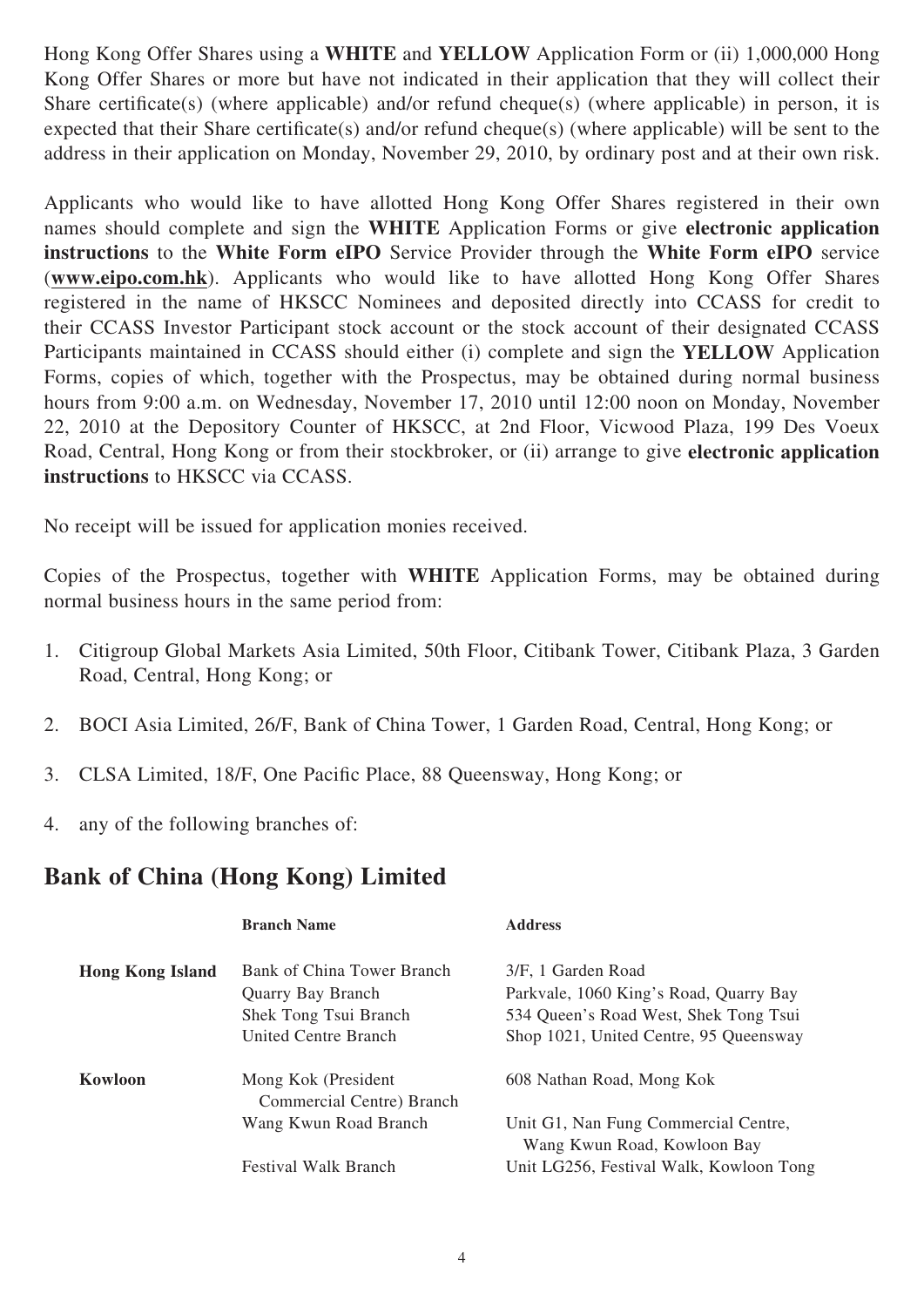Hong Kong Offer Shares using a **WHITE** and **YELLOW** Application Form or (ii) 1,000,000 Hong Kong Offer Shares or more but have not indicated in their application that they will collect their Share certificate(s) (where applicable) and/or refund cheque(s) (where applicable) in person, it is expected that their Share certificate(s) and/or refund cheque(s) (where applicable) will be sent to the address in their application on Monday, November 29, 2010, by ordinary post and at their own risk.

Applicants who would like to have allotted Hong Kong Offer Shares registered in their own names should complete and sign the **WHITE** Application Forms or give **electronic application instructions** to the **White Form eIPO** Service Provider through the **White Form eIPO** service (**www.eipo.com.hk**). Applicants who would like to have allotted Hong Kong Offer Shares registered in the name of HKSCC Nominees and deposited directly into CCASS for credit to their CCASS Investor Participant stock account or the stock account of their designated CCASS Participants maintained in CCASS should either (i) complete and sign the **YELLOW** Application Forms, copies of which, together with the Prospectus, may be obtained during normal business hours from 9:00 a.m. on Wednesday, November 17, 2010 until 12:00 noon on Monday, November 22, 2010 at the Depository Counter of HKSCC, at 2nd Floor, Vicwood Plaza, 199 Des Voeux Road, Central, Hong Kong or from their stockbroker, or (ii) arrange to give **electronic application instructions** to HKSCC via CCASS.

No receipt will be issued for application monies received.

Copies of the Prospectus, together with **WHITE** Application Forms, may be obtained during normal business hours in the same period from:

1. Citigroup Global Markets Asia Limited, 50th Floor, Citibank Tower, Citibank Plaza, 3 Garden Road, Central, Hong Kong; or
2. BOCI Asia Limited, 26/F, Bank of China Tower, 1 Garden Road, Central, Hong Kong; or
3. CLSA Limited, 18/F, One Pacific Place, 88 Queensway, Hong Kong; or
4. any of the following branches of:

## Bank of China (Hong Kong) Limited

| | Branch Name | Address |
|---|---|---|
| **Hong Kong Island** | Bank of China Tower Branch | 3/F, 1 Garden Road |
| | Quarry Bay Branch | Parkvale, 1060 King's Road, Quarry Bay |
| | Shek Tong Tsui Branch | 534 Queen's Road West, Shek Tong Tsui |
| | United Centre Branch | Shop 1021, United Centre, 95 Queensway |
| **Kowloon** | Mong Kok (President Commercial Centre) Branch | 608 Nathan Road, Mong Kok |
| | Wang Kwun Road Branch | Unit G1, Nan Fung Commercial Centre, Wang Kwun Road, Kowloon Bay |
| | Festival Walk Branch | Unit LG256, Festival Walk, Kowloon Tong |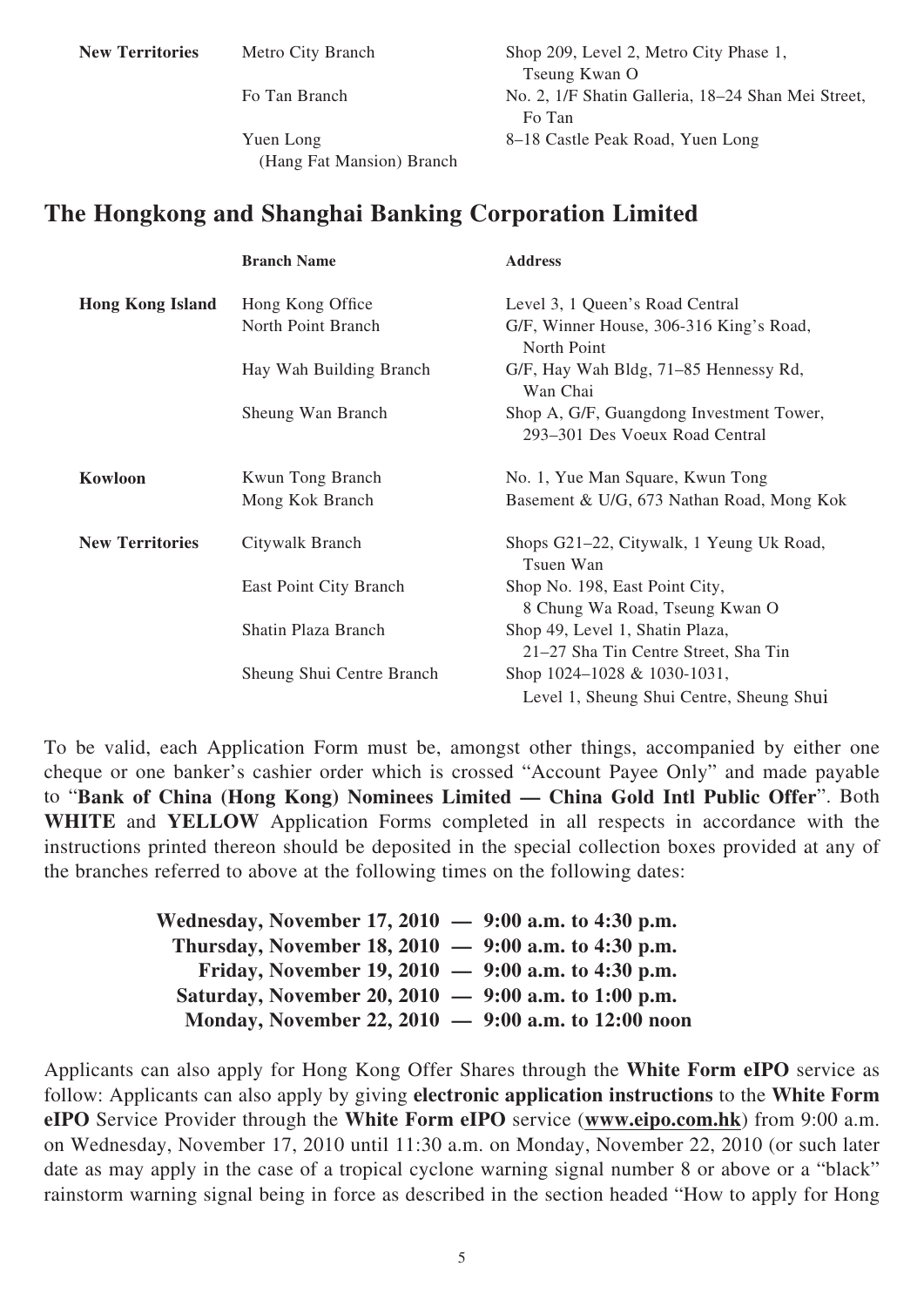| | | |
|---|---|---|
| **New Territories** | Metro City Branch | Shop 209, Level 2, Metro City Phase 1, Tseung Kwan O |
| | Fo Tan Branch | No. 2, 1/F Shatin Galleria, 18–24 Shan Mei Street, Fo Tan |
| | Yuen Long (Hang Fat Mansion) Branch | 8–18 Castle Peak Road, Yuen Long |

## The Hongkong and Shanghai Banking Corporation Limited

| | **Branch Name** | **Address** |
|---|---|---|
| **Hong Kong Island** | Hong Kong Office | Level 3, 1 Queen's Road Central |
| | North Point Branch | G/F, Winner House, 306-316 King's Road, North Point |
| | Hay Wah Building Branch | G/F, Hay Wah Bldg, 71–85 Hennessy Rd, Wan Chai |
| | Sheung Wan Branch | Shop A, G/F, Guangdong Investment Tower, 293–301 Des Voeux Road Central |
| **Kowloon** | Kwun Tong Branch | No. 1, Yue Man Square, Kwun Tong |
| | Mong Kok Branch | Basement & U/G, 673 Nathan Road, Mong Kok |
| **New Territories** | Citywalk Branch | Shops G21–22, Citywalk, 1 Yeung Uk Road, Tsuen Wan |
| | East Point City Branch | Shop No. 198, East Point City, 8 Chung Wa Road, Tseung Kwan O |
| | Shatin Plaza Branch | Shop 49, Level 1, Shatin Plaza, 21–27 Sha Tin Centre Street, Sha Tin |
| | Sheung Shui Centre Branch | Shop 1024–1028 & 1030-1031, Level 1, Sheung Shui Centre, Sheung Shui |

To be valid, each Application Form must be, amongst other things, accompanied by either one cheque or one banker's cashier order which is crossed "Account Payee Only" and made payable to "**Bank of China (Hong Kong) Nominees Limited — China Gold Intl Public Offer**". Both **WHITE** and **YELLOW** Application Forms completed in all respects in accordance with the instructions printed thereon should be deposited in the special collection boxes provided at any of the branches referred to above at the following times on the following dates:

**Wednesday, November 17, 2010 — 9:00 a.m. to 4:30 p.m.**
**Thursday, November 18, 2010 — 9:00 a.m. to 4:30 p.m.**
**Friday, November 19, 2010 — 9:00 a.m. to 4:30 p.m.**
**Saturday, November 20, 2010 — 9:00 a.m. to 1:00 p.m.**
**Monday, November 22, 2010 — 9:00 a.m. to 12:00 noon**

Applicants can also apply for Hong Kong Offer Shares through the **White Form eIPO** service as follow: Applicants can also apply by giving **electronic application instructions** to the **White Form eIPO** Service Provider through the **White Form eIPO** service (**www.eipo.com.hk**) from 9:00 a.m. on Wednesday, November 17, 2010 until 11:30 a.m. on Monday, November 22, 2010 (or such later date as may apply in the case of a tropical cyclone warning signal number 8 or above or a "black" rainstorm warning signal being in force as described in the section headed "How to apply for Hong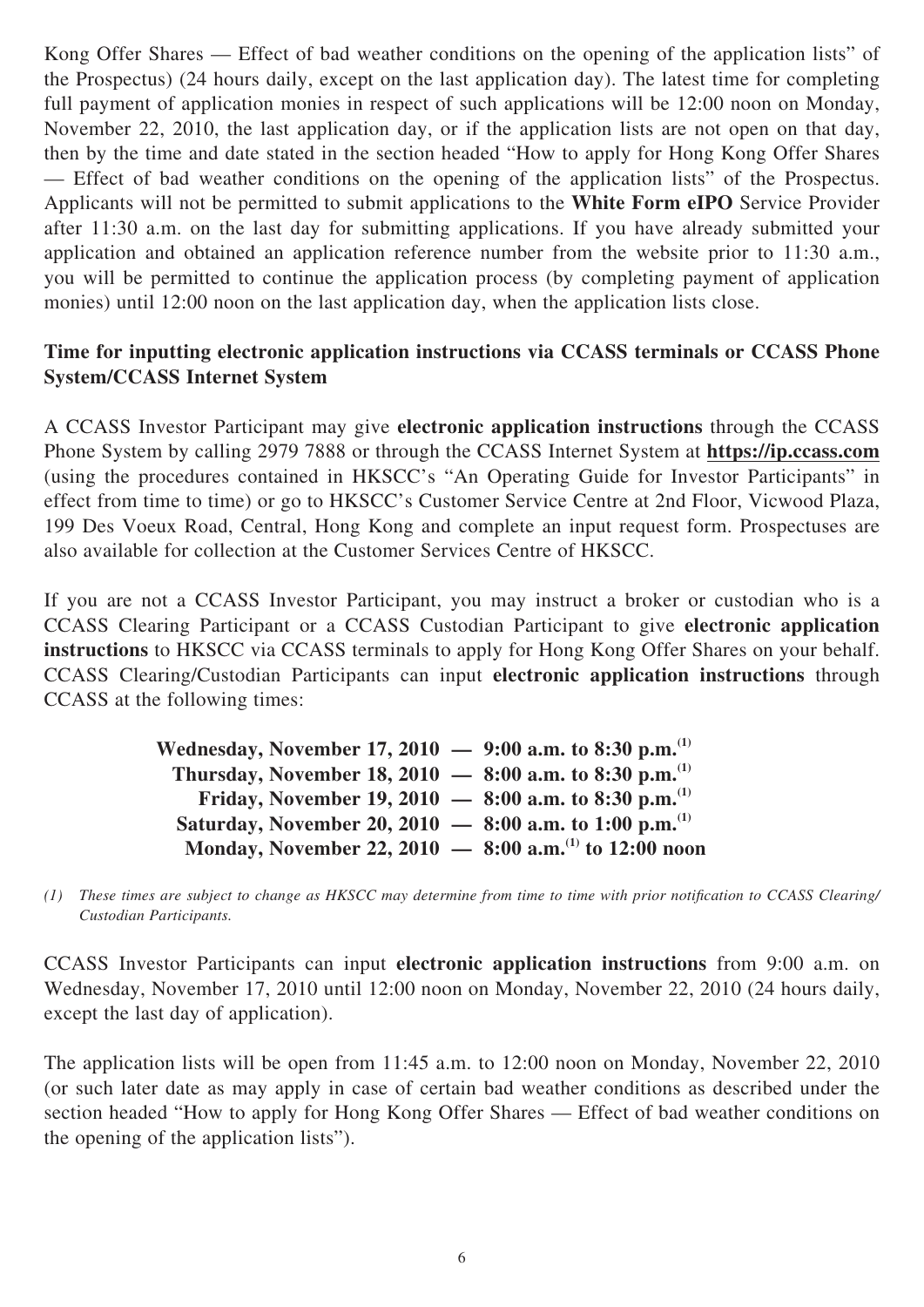Kong Offer Shares — Effect of bad weather conditions on the opening of the application lists" of the Prospectus) (24 hours daily, except on the last application day). The latest time for completing full payment of application monies in respect of such applications will be 12:00 noon on Monday, November 22, 2010, the last application day, or if the application lists are not open on that day, then by the time and date stated in the section headed "How to apply for Hong Kong Offer Shares — Effect of bad weather conditions on the opening of the application lists" of the Prospectus. Applicants will not be permitted to submit applications to the **White Form eIPO** Service Provider after 11:30 a.m. on the last day for submitting applications. If you have already submitted your application and obtained an application reference number from the website prior to 11:30 a.m., you will be permitted to continue the application process (by completing payment of application monies) until 12:00 noon on the last application day, when the application lists close.

**Time for inputting electronic application instructions via CCASS terminals or CCASS Phone System/CCASS Internet System**

A CCASS Investor Participant may give **electronic application instructions** through the CCASS Phone System by calling 2979 7888 or through the CCASS Internet System at **https://ip.ccass.com** (using the procedures contained in HKSCC's "An Operating Guide for Investor Participants" in effect from time to time) or go to HKSCC's Customer Service Centre at 2nd Floor, Vicwood Plaza, 199 Des Voeux Road, Central, Hong Kong and complete an input request form. Prospectuses are also available for collection at the Customer Services Centre of HKSCC.

If you are not a CCASS Investor Participant, you may instruct a broker or custodian who is a CCASS Clearing Participant or a CCASS Custodian Participant to give **electronic application instructions** to HKSCC via CCASS terminals to apply for Hong Kong Offer Shares on your behalf. CCASS Clearing/Custodian Participants can input **electronic application instructions** through CCASS at the following times:

**Wednesday, November 17, 2010 — 9:00 a.m. to 8:30 p.m.[(1)]**
**Thursday, November 18, 2010 — 8:00 a.m. to 8:30 p.m.[(1)]**
**Friday, November 19, 2010 — 8:00 a.m. to 8:30 p.m.[(1)]**
**Saturday, November 20, 2010 — 8:00 a.m. to 1:00 p.m.[(1)]**
**Monday, November 22, 2010 — 8:00 a.m.[(1)] to 12:00 noon**

*(1) These times are subject to change as HKSCC may determine from time to time with prior notification to CCASS Clearing/ Custodian Participants.*

CCASS Investor Participants can input **electronic application instructions** from 9:00 a.m. on Wednesday, November 17, 2010 until 12:00 noon on Monday, November 22, 2010 (24 hours daily, except the last day of application).

The application lists will be open from 11:45 a.m. to 12:00 noon on Monday, November 22, 2010 (or such later date as may apply in case of certain bad weather conditions as described under the section headed "How to apply for Hong Kong Offer Shares — Effect of bad weather conditions on the opening of the application lists").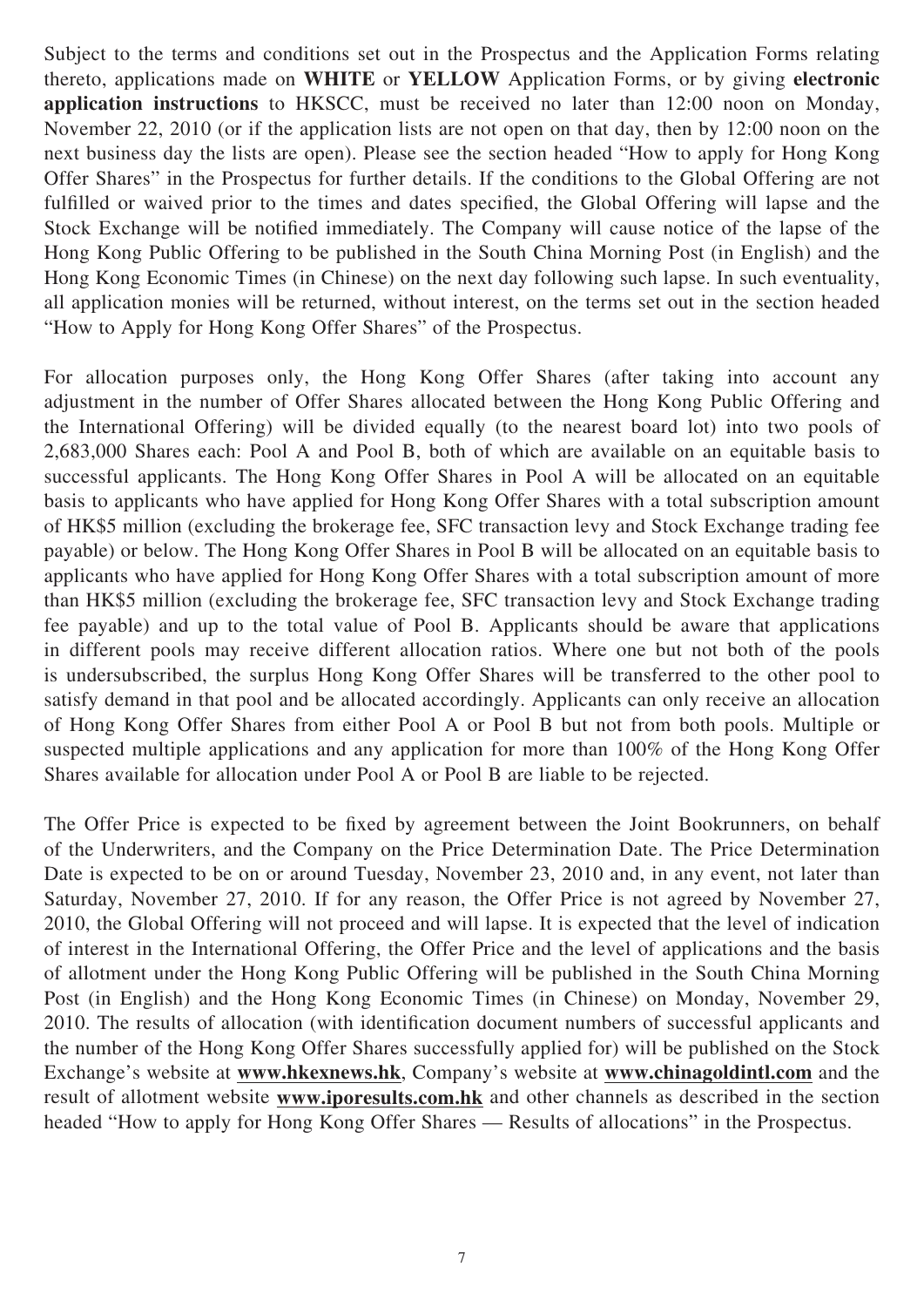Subject to the terms and conditions set out in the Prospectus and the Application Forms relating thereto, applications made on **WHITE** or **YELLOW** Application Forms, or by giving **electronic application instructions** to HKSCC, must be received no later than 12:00 noon on Monday, November 22, 2010 (or if the application lists are not open on that day, then by 12:00 noon on the next business day the lists are open). Please see the section headed "How to apply for Hong Kong Offer Shares" in the Prospectus for further details. If the conditions to the Global Offering are not fulfilled or waived prior to the times and dates specified, the Global Offering will lapse and the Stock Exchange will be notified immediately. The Company will cause notice of the lapse of the Hong Kong Public Offering to be published in the South China Morning Post (in English) and the Hong Kong Economic Times (in Chinese) on the next day following such lapse. In such eventuality, all application monies will be returned, without interest, on the terms set out in the section headed "How to Apply for Hong Kong Offer Shares" of the Prospectus.

For allocation purposes only, the Hong Kong Offer Shares (after taking into account any adjustment in the number of Offer Shares allocated between the Hong Kong Public Offering and the International Offering) will be divided equally (to the nearest board lot) into two pools of 2,683,000 Shares each: Pool A and Pool B, both of which are available on an equitable basis to successful applicants. The Hong Kong Offer Shares in Pool A will be allocated on an equitable basis to applicants who have applied for Hong Kong Offer Shares with a total subscription amount of HK$5 million (excluding the brokerage fee, SFC transaction levy and Stock Exchange trading fee payable) or below. The Hong Kong Offer Shares in Pool B will be allocated on an equitable basis to applicants who have applied for Hong Kong Offer Shares with a total subscription amount of more than HK$5 million (excluding the brokerage fee, SFC transaction levy and Stock Exchange trading fee payable) and up to the total value of Pool B. Applicants should be aware that applications in different pools may receive different allocation ratios. Where one but not both of the pools is undersubscribed, the surplus Hong Kong Offer Shares will be transferred to the other pool to satisfy demand in that pool and be allocated accordingly. Applicants can only receive an allocation of Hong Kong Offer Shares from either Pool A or Pool B but not from both pools. Multiple or suspected multiple applications and any application for more than 100% of the Hong Kong Offer Shares available for allocation under Pool A or Pool B are liable to be rejected.

The Offer Price is expected to be fixed by agreement between the Joint Bookrunners, on behalf of the Underwriters, and the Company on the Price Determination Date. The Price Determination Date is expected to be on or around Tuesday, November 23, 2010 and, in any event, not later than Saturday, November 27, 2010. If for any reason, the Offer Price is not agreed by November 27, 2010, the Global Offering will not proceed and will lapse. It is expected that the level of indication of interest in the International Offering, the Offer Price and the level of applications and the basis of allotment under the Hong Kong Public Offering will be published in the South China Morning Post (in English) and the Hong Kong Economic Times (in Chinese) on Monday, November 29, 2010. The results of allocation (with identification document numbers of successful applicants and the number of the Hong Kong Offer Shares successfully applied for) will be published on the Stock Exchange's website at **www.hkexnews.hk**, Company's website at **www.chinagoldintl.com** and the result of allotment website **www.iporesults.com.hk** and other channels as described in the section headed "How to apply for Hong Kong Offer Shares — Results of allocations" in the Prospectus.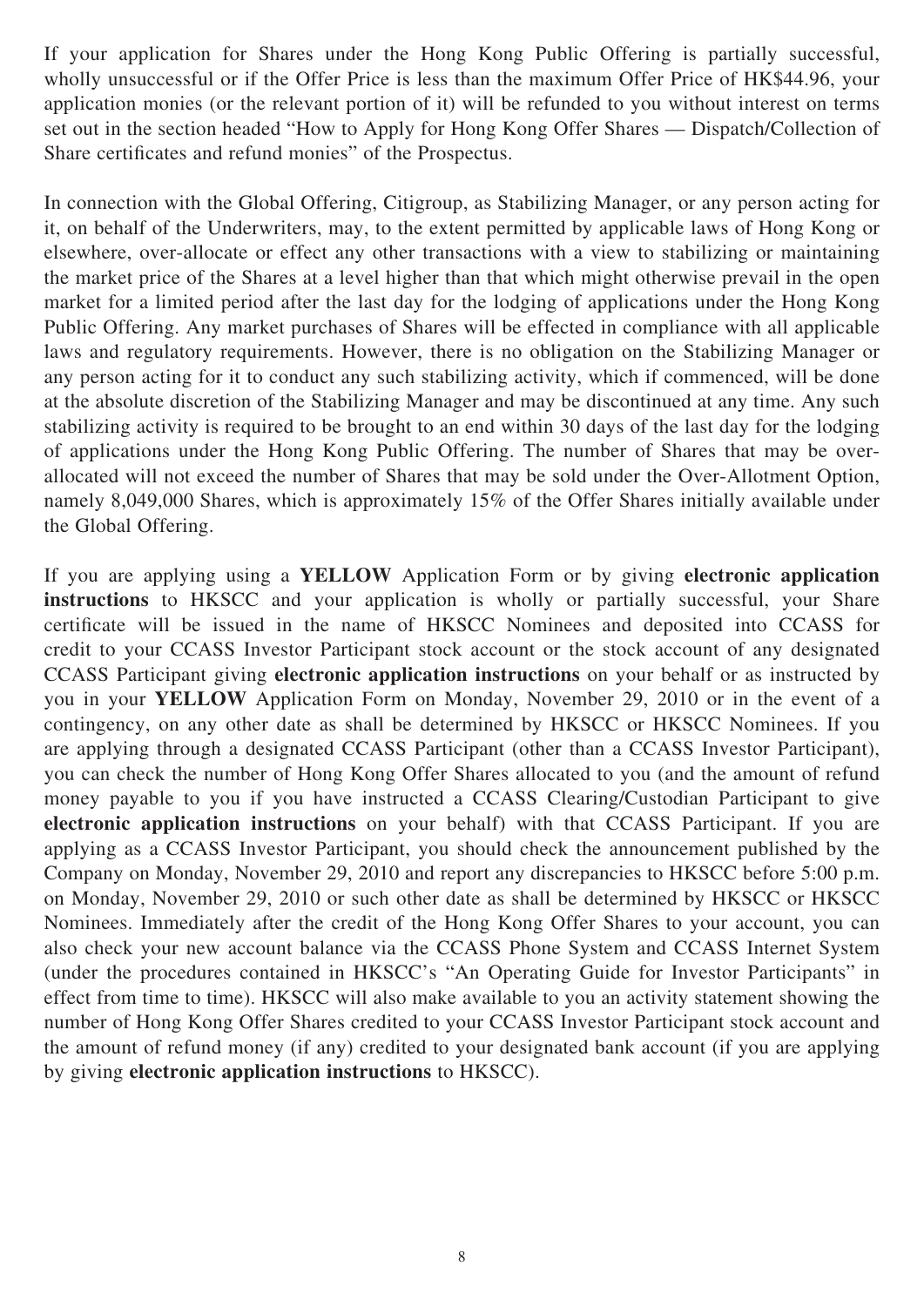If your application for Shares under the Hong Kong Public Offering is partially successful, wholly unsuccessful or if the Offer Price is less than the maximum Offer Price of HK$44.96, your application monies (or the relevant portion of it) will be refunded to you without interest on terms set out in the section headed "How to Apply for Hong Kong Offer Shares — Dispatch/Collection of Share certificates and refund monies" of the Prospectus.

In connection with the Global Offering, Citigroup, as Stabilizing Manager, or any person acting for it, on behalf of the Underwriters, may, to the extent permitted by applicable laws of Hong Kong or elsewhere, over-allocate or effect any other transactions with a view to stabilizing or maintaining the market price of the Shares at a level higher than that which might otherwise prevail in the open market for a limited period after the last day for the lodging of applications under the Hong Kong Public Offering. Any market purchases of Shares will be effected in compliance with all applicable laws and regulatory requirements. However, there is no obligation on the Stabilizing Manager or any person acting for it to conduct any such stabilizing activity, which if commenced, will be done at the absolute discretion of the Stabilizing Manager and may be discontinued at any time. Any such stabilizing activity is required to be brought to an end within 30 days of the last day for the lodging of applications under the Hong Kong Public Offering. The number of Shares that may be over-allocated will not exceed the number of Shares that may be sold under the Over-Allotment Option, namely 8,049,000 Shares, which is approximately 15% of the Offer Shares initially available under the Global Offering.

If you are applying using a **YELLOW** Application Form or by giving **electronic application instructions** to HKSCC and your application is wholly or partially successful, your Share certificate will be issued in the name of HKSCC Nominees and deposited into CCASS for credit to your CCASS Investor Participant stock account or the stock account of any designated CCASS Participant giving **electronic application instructions** on your behalf or as instructed by you in your **YELLOW** Application Form on Monday, November 29, 2010 or in the event of a contingency, on any other date as shall be determined by HKSCC or HKSCC Nominees. If you are applying through a designated CCASS Participant (other than a CCASS Investor Participant), you can check the number of Hong Kong Offer Shares allocated to you (and the amount of refund money payable to you if you have instructed a CCASS Clearing/Custodian Participant to give **electronic application instructions** on your behalf) with that CCASS Participant. If you are applying as a CCASS Investor Participant, you should check the announcement published by the Company on Monday, November 29, 2010 and report any discrepancies to HKSCC before 5:00 p.m. on Monday, November 29, 2010 or such other date as shall be determined by HKSCC or HKSCC Nominees. Immediately after the credit of the Hong Kong Offer Shares to your account, you can also check your new account balance via the CCASS Phone System and CCASS Internet System (under the procedures contained in HKSCC's "An Operating Guide for Investor Participants" in effect from time to time). HKSCC will also make available to you an activity statement showing the number of Hong Kong Offer Shares credited to your CCASS Investor Participant stock account and the amount of refund money (if any) credited to your designated bank account (if you are applying by giving **electronic application instructions** to HKSCC).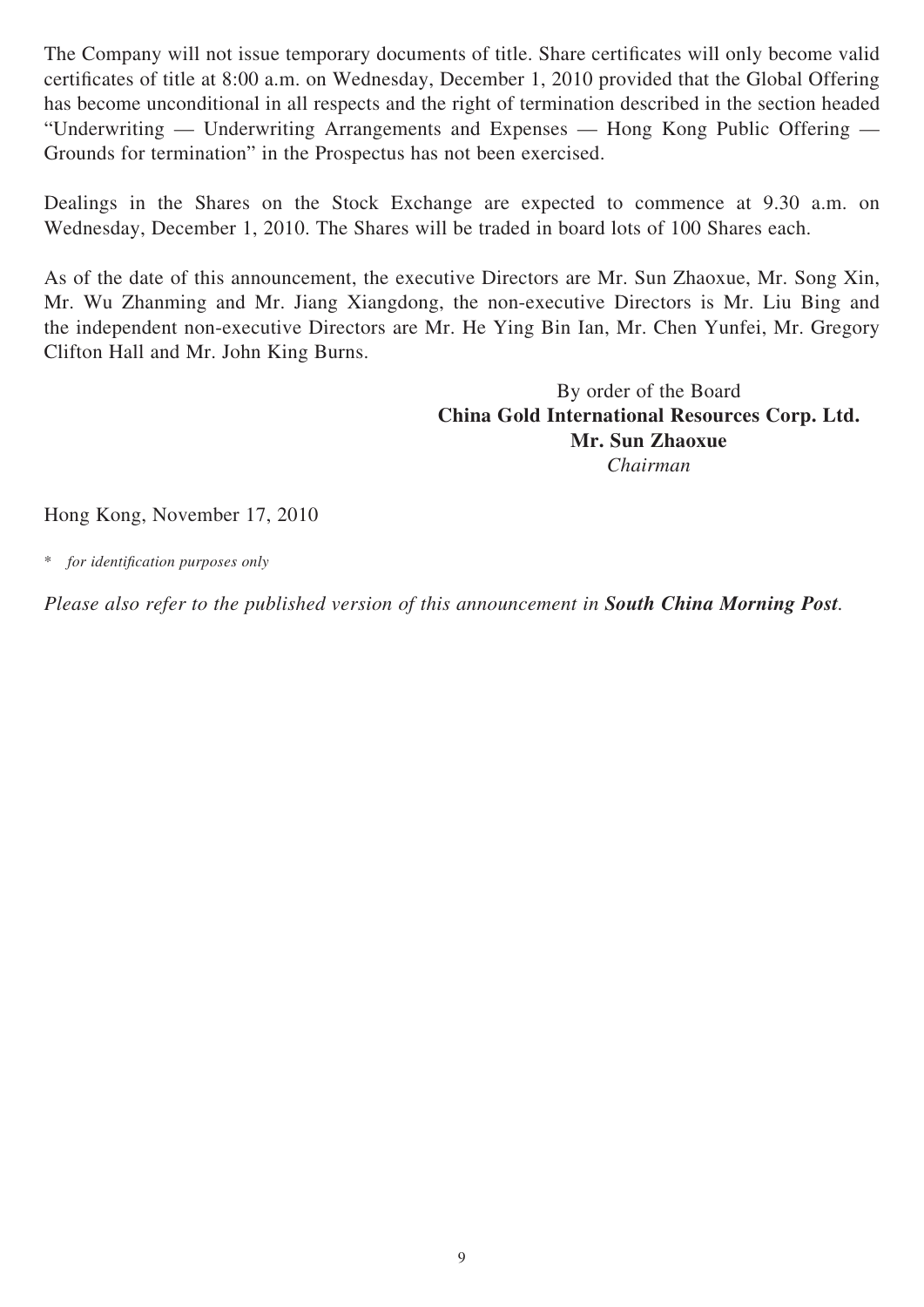The Company will not issue temporary documents of title. Share certificates will only become valid certificates of title at 8:00 a.m. on Wednesday, December 1, 2010 provided that the Global Offering has become unconditional in all respects and the right of termination described in the section headed "Underwriting — Underwriting Arrangements and Expenses — Hong Kong Public Offering — Grounds for termination" in the Prospectus has not been exercised.

Dealings in the Shares on the Stock Exchange are expected to commence at 9.30 a.m. on Wednesday, December 1, 2010. The Shares will be traded in board lots of 100 Shares each.

As of the date of this announcement, the executive Directors are Mr. Sun Zhaoxue, Mr. Song Xin, Mr. Wu Zhanming and Mr. Jiang Xiangdong, the non-executive Directors is Mr. Liu Bing and the independent non-executive Directors are Mr. He Ying Bin Ian, Mr. Chen Yunfei, Mr. Gregory Clifton Hall and Mr. John King Burns.

By order of the Board
**China Gold International Resources Corp. Ltd.**
**Mr. Sun Zhaoxue**
*Chairman*

Hong Kong, November 17, 2010

\* *for identification purposes only*

*Please also refer to the published version of this announcement in **South China Morning Post**.*